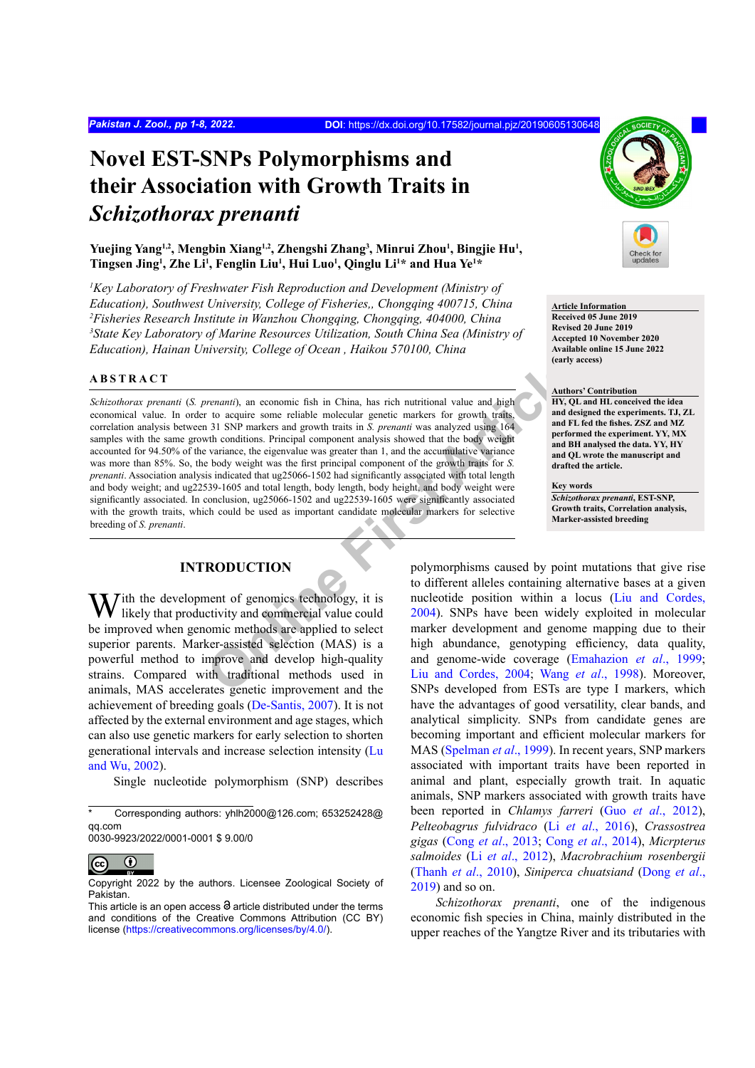# Novel EST-SNPs Polymorphisms and their Association with Growth Traits in *Schizothorax prenanti*

**Yuejing Yang[1,2], Mengbin Xiang[1,2], Zhengshi Zhang[3], Minrui Zhou[1], Bingjie Hu[1], Tingsen Jing[1], Zhe Li[1], Fenglin Liu[1], Hui Luo[1], Qinglu Li[1]* and Hua Ye[1]***

*[1]Key Laboratory of Freshwater Fish Reproduction and Development (Ministry of Education), Southwest University, College of Fisheries, Chongqing 400715, China*
*[2]Fisheries Research Institute in Wanzhou Chongqing, Chongqing, 404000, China*
*[3]State Key Laboratory of Marine Resources Utilization, South China Sea (Ministry of Education), Hainan University, College of Ocean , Haikou 570100, China*

**Article Information**
Received 05 June 2019
Revised 20 June 2019
Accepted 10 November 2020
Available online 15 June 2022 (early access)

**Authors' Contribution**
HY, QL and HL conceived the idea and designed the experiments. TJ, ZL and FL fed the fishes. ZSZ and MZ performed the experiment. YY, MX and BH analysed the data. YY, HY and QL wrote the manuscript and drafted the article.

**Key words**
*Schizothorax prenanti*, EST-SNP, Growth traits, Correlation analysis, Marker-assisted breeding

## ABSTRACT

*Schizothorax prenanti* (*S. prenanti*), an economic fish in China, has rich nutritional value and high economical value. In order to acquire some reliable molecular genetic markers for growth traits, correlation analysis between 31 SNP markers and growth traits in *S. prenanti* was analyzed using 164 samples with the same growth conditions. Principal component analysis showed that the body weight accounted for 94.50% of the variance, the eigenvalue was greater than 1, and the accumulative variance was more than 85%. So, the body weight was the first principal component of the growth traits for *S. prenanti*. Association analysis indicated that ug25066-1502 had significantly associated with total length and body weight; and ug22539-1605 and total length, body length, body height, and body weight were significantly associated. In conclusion, ug25066-1502 and ug22539-1605 were significantly associated with the growth traits, which could be used as important candidate molecular markers for selective breeding of *S. prenanti*.

## INTRODUCTION

With the development of genomics technology, it is likely that productivity and commercial value could be improved when genomic methods are applied to select superior parents. Marker-assisted selection (MAS) is a powerful method to improve and develop high-quality strains. Compared with traditional methods used in animals, MAS accelerates genetic improvement and the achievement of breeding goals (De-Santis, 2007). It is not affected by the external environment and age stages, which can also use genetic markers for early selection to shorten generational intervals and increase selection intensity (Lu and Wu, 2002).

Single nucleotide polymorphism (SNP) describes polymorphisms caused by point mutations that give rise to different alleles containing alternative bases at a given nucleotide position within a locus (Liu and Cordes, 2004). SNPs have been widely exploited in molecular marker development and genome mapping due to their high abundance, genotyping efficiency, data quality, and genome-wide coverage (Emahazion *et al*., 1999; Liu and Cordes, 2004; Wang *et al*., 1998). Moreover, SNPs developed from ESTs are type I markers, which have the advantages of good versatility, clear bands, and analytical simplicity. SNPs from candidate genes are becoming important and efficient molecular markers for MAS (Spelman *et al*., 1999). In recent years, SNP markers associated with important traits have been reported in animal and plant, especially growth trait. In aquatic animals, SNP markers associated with growth traits have been reported in *Chlamys farreri* (Guo *et al*., 2012), *Pelteobagrus fulvidraco* (Li *et al*., 2016), *Crassostrea gigas* (Cong *et al*., 2013; Cong *et al*., 2014), *Micrpterus salmoides* (Li *et al*., 2012), *Macrobrachium rosenbergii* (Thanh *et al*., 2010), *Siniperca chuatsiand* (Dong *et al*., 2019) and so on.

*Schizothorax prenanti*, one of the indigenous economic fish species in China, mainly distributed in the upper reaches of the Yangtze River and its tributaries with

---

* Corresponding authors: yhlh2000@126.com; 653252428@qq.com
0030-9923/2022/0001-0001 $ 9.00/0

Copyright 2022 by the authors. Licensee Zoological Society of Pakistan.
This article is an open access article distributed under the terms and conditions of the Creative Commons Attribution (CC BY) license (https://creativecommons.org/licenses/by/4.0/).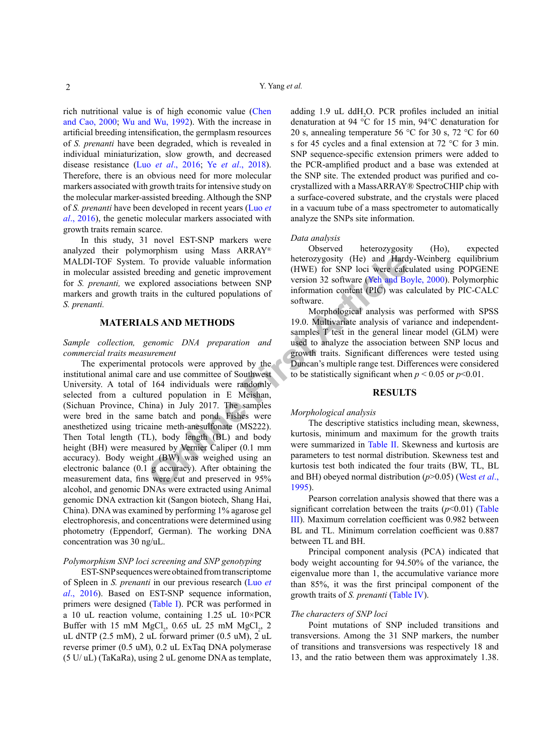rich nutritional value is of high economic value (Chen and Cao, 2000; Wu and Wu, 1992). With the increase in artificial breeding intensification, the germplasm resources of *S. prenanti* have been degraded, which is revealed in individual miniaturization, slow growth, and decreased disease resistance (Luo *et al*., 2016; Ye *et al*., 2018). Therefore, there is an obvious need for more molecular markers associated with growth traits for intensive study on the molecular marker-assisted breeding. Although the SNP of *S. prenanti* have been developed in recent years (Luo *et al*., 2016), the genetic molecular markers associated with growth traits remain scarce.

In this study, 31 novel EST-SNP markers were analyzed their polymorphism using Mass ARRAY® MALDI-TOF System. To provide valuable information in molecular assisted breeding and genetic improvement for *S. prenanti,* we explored associations between SNP markers and growth traits in the cultured populations of *S. prenanti.*

## MATERIALS AND METHODS

### *Sample collection, genomic DNA preparation and commercial traits measurement*

The experimental protocols were approved by the institutional animal care and use committee of Southwest University. A total of 164 individuals were randomly selected from a cultured population in E Meishan, (Sichuan Province, China) in July 2017. The samples were bred in the same batch and pond. Fishes were anesthetized using tricaine meth-anesulfonate (MS222). Then Total length (TL), body length (BL) and body height (BH) were measured by Vernier Caliper (0.1 mm accuracy). Body weight (BW) was weighed using an electronic balance (0.1 g accuracy). After obtaining the measurement data, fins were cut and preserved in 95% alcohol, and genomic DNAs were extracted using Animal genomic DNA extraction kit (Sangon biotech, Shang Hai, China). DNA was examined by performing 1% agarose gel electrophoresis, and concentrations were determined using photometry (Eppendorf, German). The working DNA concentration was 30 ng/uL.

### *Polymorphism SNP loci screening and SNP genotyping*

EST-SNP sequences were obtained from transcriptome of Spleen in *S. prenanti* in our previous research (Luo *et al*., 2016). Based on EST-SNP sequence information, primers were designed (Table I). PCR was performed in a 10 uL reaction volume, containing 1.25 uL 10×PCR Buffer with 15 mM $MgCl_2$, 0.65 uL 25 mM $MgCl_2$, 2 uL dNTP (2.5 mM), 2 uL forward primer (0.5 uM), 2 uL reverse primer (0.5 uM), 0.2 uL ExTaq DNA polymerase (5 U/ uL) (TaKaRa), using 2 uL genome DNA as template, adding 1.9 uL dd$H_2O$. PCR profiles included an initial denaturation at 94 °C for 15 min, 94°C denaturation for 20 s, annealing temperature 56 °C for 30 s, 72 °C for 60 s for 45 cycles and a final extension at 72 °C for 3 min. SNP sequence-specific extension primers were added to the PCR-amplified product and a base was extended at the SNP site. The extended product was purified and co-crystallized with a MassARRAY® SpectroCHIP chip with a surface-covered substrate, and the crystals were placed in a vacuum tube of a mass spectrometer to automatically analyze the SNPs site information.

### *Data analysis*

Observed heterozygosity (Ho), expected heterozygosity (He) and Hardy-Weinberg equilibrium (HWE) for SNP loci were calculated using POPGENE version 32 software (Yeh and Boyle, 2000). Polymorphic information content (PIC) was calculated by PIC-CALC software.

Morphological analysis was performed with SPSS 19.0. Multivariate analysis of variance and independent-samples T test in the general linear model (GLM) were used to analyze the association between SNP locus and growth traits. Significant differences were tested using Duncan's multiple range test. Differences were considered to be statistically significant when $p < 0.05$ or $p<0.01$.

## RESULTS

### *Morphological analysis*

The descriptive statistics including mean, skewness, kurtosis, minimum and maximum for the growth traits were summarized in Table II. Skewness and kurtosis are parameters to test normal distribution. Skewness test and kurtosis test both indicated the four traits (BW, TL, BL and BH) obeyed normal distribution ($p>0.05$) (West *et al*., 1995).

Pearson correlation analysis showed that there was a significant correlation between the traits ($p<0.01$) (Table III). Maximum correlation coefficient was 0.982 between BL and TL. Minimum correlation coefficient was 0.887 between TL and BH.

Principal component analysis (PCA) indicated that body weight accounting for 94.50% of the variance, the eigenvalue more than 1, the accumulative variance more than 85%, it was the first principal component of the growth traits of *S. prenanti* (Table IV).

### *The characters of SNP loci*

Point mutations of SNP included transitions and transversions. Among the 31 SNP markers, the number of transitions and transversions was respectively 18 and 13, and the ratio between them was approximately 1.38.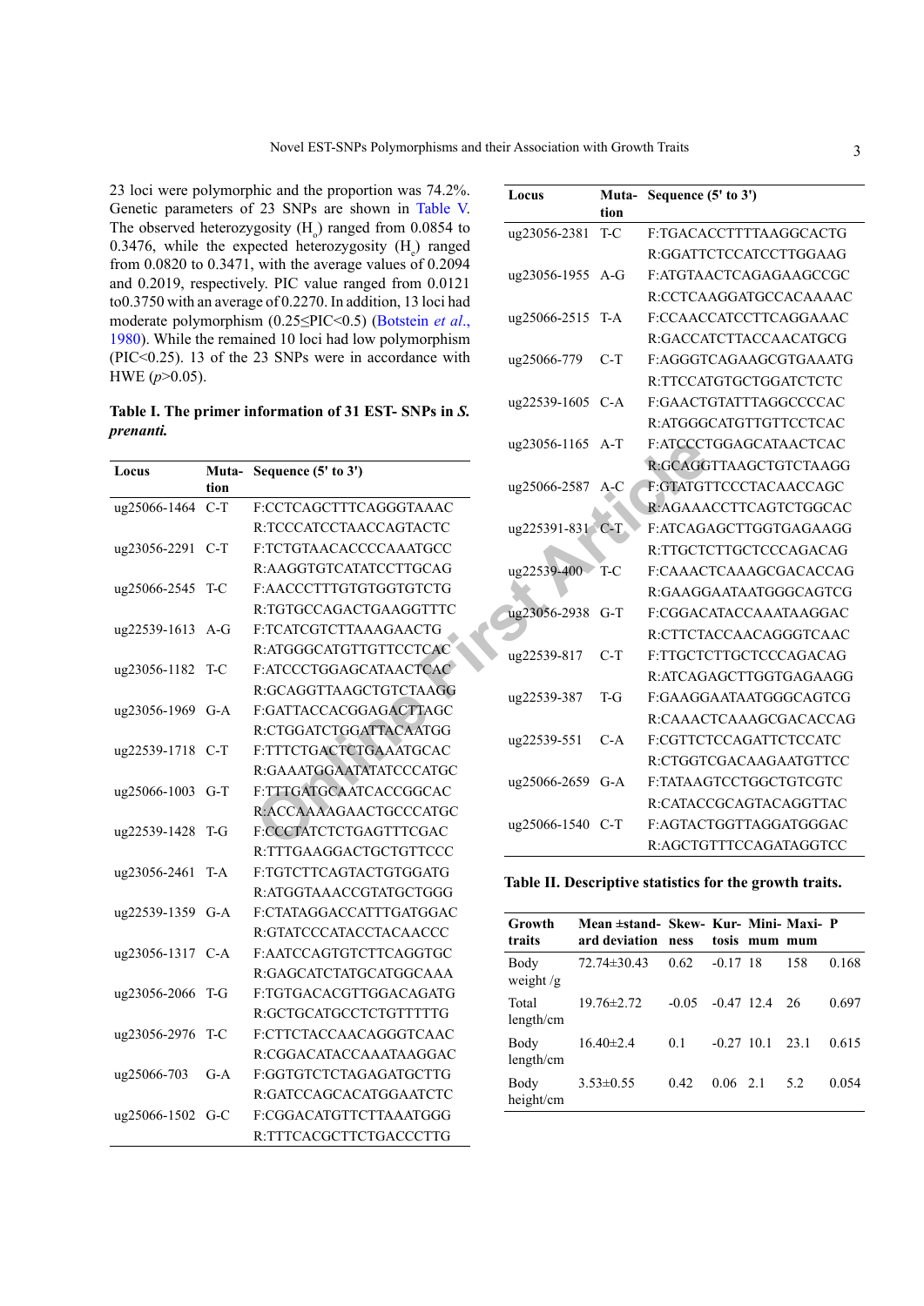23 loci were polymorphic and the proportion was 74.2%. Genetic parameters of 23 SNPs are shown in Table V. The observed heterozygosity ($H_o$) ranged from 0.0854 to 0.3476, while the expected heterozygosity ($H_e$) ranged from 0.0820 to 0.3471, with the average values of 0.2094 and 0.2019, respectively. PIC value ranged from 0.0121 to0.3750 with an average of 0.2270. In addition, 13 loci had moderate polymorphism (0.25≤PIC<0.5) (Botstein *et al*., 1980). While the remained 10 loci had low polymorphism (PIC<0.25). 13 of the 23 SNPs were in accordance with HWE ($p$>0.05).

**Table I. The primer information of 31 EST- SNPs in *S. prenanti*.**

| Locus | Mutation | Sequence (5' to 3') |
|---|---|---|
| ug25066-1464 | C-T | F:CCTCAGCTTTCAGGGTAAAC |
| | | R:TCCCATCCTAACCAGTACTC |
| ug23056-2291 | C-T | F:TCTGTAACACCCCAAATGCC |
| | | R:AAGGTGTCATATCCTTGCAG |
| ug25066-2545 | T-C | F:AACCCTTTGTGTGGTGTCTG |
| | | R:TGTGCCAGACTGAAGGTTTC |
| ug22539-1613 | A-G | F:TCATCGTCTTAAAGAACTG |
| | | R:ATGGGCATGTTGTTCCTCAC |
| ug23056-1182 | T-C | F:ATCCCTGGAGCATAACTCAC |
| | | R:GCAGGTTAAGCTGTCTAAGG |
| ug23056-1969 | G-A | F:GATTACCACGGAGACTTAGC |
| | | R:CTGGATCTGGATTACAATGG |
| ug22539-1718 | C-T | F:TTTCTGACTCTGAAATGCAC |
| | | R:GAAATGGAATATATCCCATGC |
| ug25066-1003 | G-T | F:TTTGATGCAATCACCGGCAC |
| | | R:ACCAAAAGAACTGCCCATGC |
| ug22539-1428 | T-G | F:CCCTATCTCTGAGTTTCGAC |
| | | R:TTTGAAGGACTGCTGTTCCC |
| ug23056-2461 | T-A | F:TGTCTTCAGTACTGTGGATG |
| | | R:ATGGTAAACCGTATGCTGGG |
| ug22539-1359 | G-A | F:CTATAGGACCATTTGATGGAC |
| | | R:GTATCCCATACCTACAACCC |
| ug23056-1317 | C-A | F:AATCCAGTGTCTTCAGGTGC |
| | | R:GAGCATCTATGCATGGCAAA |
| ug23056-2066 | T-G | F:TGTGACACGTTGGACAGATG |
| | | R:GCTGCATGCCTCTGTTTTTG |
| ug23056-2976 | T-C | F:CTTCTACCAACAGGGTCAAC |
| | | R:CGGACATACCAAATAAGGAC |
| ug25066-703 | G-A | F:GGTGTCTCTAGAGATGCTTG |
| | | R:GATCCAGCACATGGAATCTC |
| ug25066-1502 | G-C | F:CGGACATGTTCTTAAATGGG |
| | | R:TTTCACGCTTCTGACCCTTG |
| ug23056-2381 | T-C | F:TGACACCTTTTAAGGCACTG |
| | | R:GGATTCTCCATCCTTGGAAG |
| ug23056-1955 | A-G | F:ATGTAACTCAGAGAAGCCGC |
| | | R:CCTCAAGGATGCCACAAAAC |
| ug25066-2515 | T-A | F:CCAACCATCCTTCAGGAAAC |
| | | R:GACCATCTTACCAACATGCG |
| ug25066-779 | C-T | F:AGGGTCAGAAGCGTGAAATG |
| | | R:TTCCATGTGCTGGATCTCTC |
| ug22539-1605 | C-A | F:GAACTGTATTTAGGCCCCAC |
| | | R:ATGGGCATGTTGTTCCTCAC |
| ug23056-1165 | A-T | F:ATCCCTGGAGCATAACTCAC |
| | | R:GCAGGTTAAGCTGTCTAAGG |
| ug25066-2587 | A-C | F:GTATGTTCCCTACAACCAGC |
| | | R:AGAAACCTTCAGTCTGGCAC |
| ug225391-831 | C-T | F:ATCAGAGCTTGGTGAGAAGG |
| | | R:TTGCTCTTGCTCCCAGACAG |
| ug22539-400 | T-C | F:CAAACTCAAAGCGACACCAG |
| | | R:GAAGGAATAATGGGCAGTCG |
| ug23056-2938 | G-T | F:CGGACATACCAAATAAGGAC |
| | | R:CTTCTACCAACAGGGTCAAC |
| ug22539-817 | C-T | F:TTGCTCTTGCTCCCAGACAG |
| | | R:ATCAGAGCTTGGTGAGAAGG |
| ug22539-387 | T-G | F:GAAGGAATAATGGGCAGTCG |
| | | R:CAAACTCAAAGCGACACCAG |
| ug22539-551 | C-A | F:CGTTCTCCAGATTCTCCATC |
| | | R:CTGGTCGACAAGAATGTTCC |
| ug25066-2659 | G-A | F:TATAAGTCCTGGCTGTCGTC |
| | | R:CATACCGCAGTACAGGTTAC |
| ug25066-1540 | C-T | F:AGTACTGGTTAGGATGGGAC |
| | | R:AGCTGTTTCCAGATAGGTCC |

**Table II. Descriptive statistics for the growth traits.**

| Growth traits | Mean ±standard deviation | Skewness | Kurtosis | Minimum | Maximum | P |
|---|---|---|---|---|---|---|
| Body weight /g | 72.74±30.43 | 0.62 | -0.17 | 18 | 158 | 0.168 |
| Total length/cm | 19.76±2.72 | -0.05 | -0.47 | 12.4 | 26 | 0.697 |
| Body length/cm | 16.40±2.4 | 0.1 | -0.27 | 10.1 | 23.1 | 0.615 |
| Body height/cm | 3.53±0.55 | 0.42 | 0.06 | 2.1 | 5.2 | 0.054 |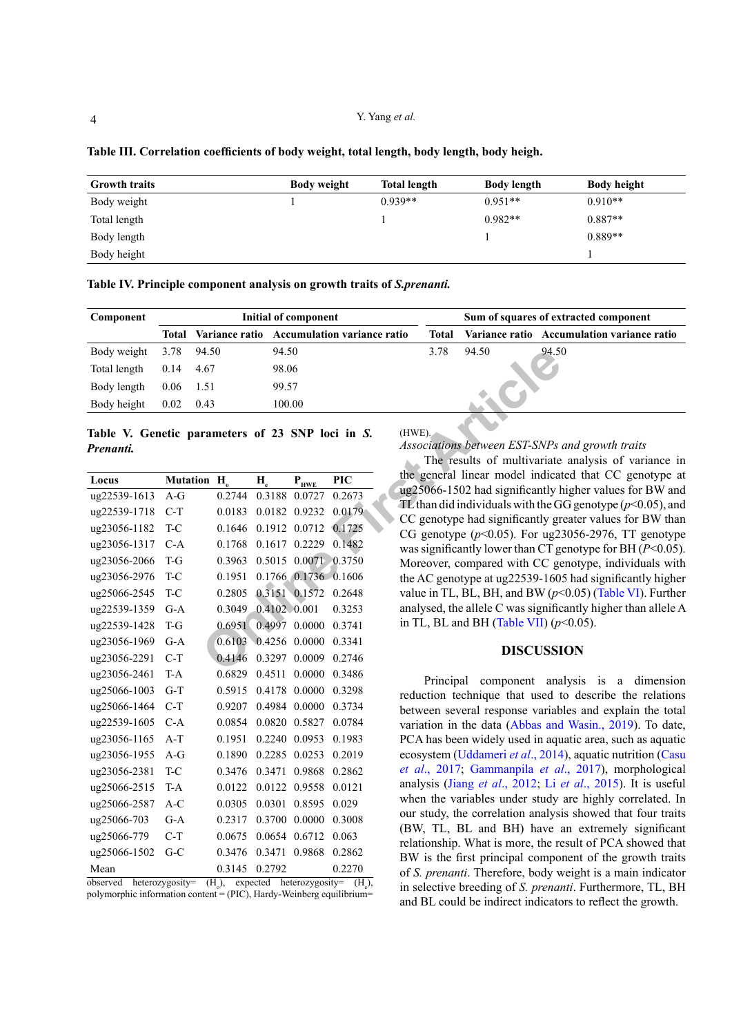**Table III. Correlation coefficients of body weight, total length, body length, body heigh.**

| Growth traits | Body weight | Total length | Body length | Body height |
|---|---|---|---|---|
| Body weight | 1 | 0.939** | 0.951** | 0.910** |
| Total length | | 1 | 0.982** | 0.887** |
| Body length | | | 1 | 0.889** |
| Body height | | | | 1 |

**Table IV. Principle component analysis on growth traits of *S.prenanti.***

| Component | Initial of component | | | Sum of squares of extracted component | | |
|---|---|---|---|---|---|---|
| | Total | Variance ratio | Accumulation variance ratio | Total | Variance ratio | Accumulation variance ratio |
| Body weight | 3.78 | 94.50 | 94.50 | 3.78 | 94.50 | 94.50 |
| Total length | 0.14 | 4.67 | 98.06 | | | |
| Body length | 0.06 | 1.51 | 99.57 | | | |
| Body height | 0.02 | 0.43 | 100.00 | | | |

**Table V. Genetic parameters of 23 SNP loci in *S. Prenanti.***

| Locus | Mutation | $H_o$ | $H_e$ | $P_{HWE}$ | PIC |
|---|---|---|---|---|---|
| ug22539-1613 | A-G | 0.2744 | 0.3188 | 0.0727 | 0.2673 |
| ug22539-1718 | C-T | 0.0183 | 0.0182 | 0.9232 | 0.0179 |
| ug23056-1182 | T-C | 0.1646 | 0.1912 | 0.0712 | 0.1725 |
| ug23056-1317 | C-A | 0.1768 | 0.1617 | 0.2229 | 0.1482 |
| ug23056-2066 | T-G | 0.3963 | 0.5015 | 0.0071 | 0.3750 |
| ug23056-2976 | T-C | 0.1951 | 0.1766 | 0.1736 | 0.1606 |
| ug25066-2545 | T-C | 0.2805 | 0.3151 | 0.1572 | 0.2648 |
| ug22539-1359 | G-A | 0.3049 | 0.4102 | 0.001 | 0.3253 |
| ug22539-1428 | T-G | 0.6951 | 0.4997 | 0.0000 | 0.3741 |
| ug23056-1969 | G-A | 0.6103 | 0.4256 | 0.0000 | 0.3341 |
| ug23056-2291 | C-T | 0.4146 | 0.3297 | 0.0009 | 0.2746 |
| ug23056-2461 | T-A | 0.6829 | 0.4511 | 0.0000 | 0.3486 |
| ug25066-1003 | G-T | 0.5915 | 0.4178 | 0.0000 | 0.3298 |
| ug25066-1464 | C-T | 0.9207 | 0.4984 | 0.0000 | 0.3734 |
| ug22539-1605 | C-A | 0.0854 | 0.0820 | 0.5827 | 0.0784 |
| ug23056-1165 | A-T | 0.1951 | 0.2240 | 0.0953 | 0.1983 |
| ug23056-1955 | A-G | 0.1890 | 0.2285 | 0.0253 | 0.2019 |
| ug23056-2381 | T-C | 0.3476 | 0.3471 | 0.9868 | 0.2862 |
| ug25066-2515 | T-A | 0.0122 | 0.0122 | 0.9558 | 0.0121 |
| ug25066-2587 | A-C | 0.0305 | 0.0301 | 0.8595 | 0.029 |
| ug25066-703 | G-A | 0.2317 | 0.3700 | 0.0000 | 0.3008 |
| ug25066-779 | C-T | 0.0675 | 0.0654 | 0.6712 | 0.063 |
| ug25066-1502 | G-C | 0.3476 | 0.3471 | 0.9868 | 0.2862 |
| Mean | | 0.3145 | 0.2792 | | 0.2270 |

observed heterozygosity= ($H_o$), expected heterozygosity= ($H_e$), polymorphic information content = (PIC), Hardy-Weinberg equilibrium= (HWE).

*Associations between EST-SNPs and growth traits*

The results of multivariate analysis of variance in the general linear model indicated that CC genotype at ug25066-1502 had significantly higher values for BW and TL than did individuals with the GG genotype ($p<0.05$), and CC genotype had significantly greater values for BW than CG genotype ($p<0.05$). For ug23056-2976, TT genotype was significantly lower than CT genotype for BH ($P<0.05$). Moreover, compared with CC genotype, individuals with the AC genotype at ug22539-1605 had significantly higher value in TL, BL, BH, and BW ($p<0.05$) (Table VI). Further analysed, the allele C was significantly higher than allele A in TL, BL and BH (Table VII) ($p<0.05$).

## DISCUSSION

Principal component analysis is a dimension reduction technique that used to describe the relations between several response variables and explain the total variation in the data (Abbas and Wasin., 2019). To date, PCA has been widely used in aquatic area, such as aquatic ecosystem (Uddameri *et al*., 2014), aquatic nutrition (Casu *et al*., 2017; Gammanpila *et al*., 2017), morphological analysis (Jiang *et al*., 2012; Li *et al*., 2015). It is useful when the variables under study are highly correlated. In our study, the correlation analysis showed that four traits (BW, TL, BL and BH) have an extremely significant relationship. What is more, the result of PCA showed that BW is the first principal component of the growth traits of *S. prenanti*. Therefore, body weight is a main indicator in selective breeding of *S. prenanti*. Furthermore, TL, BH and BL could be indirect indicators to reflect the growth.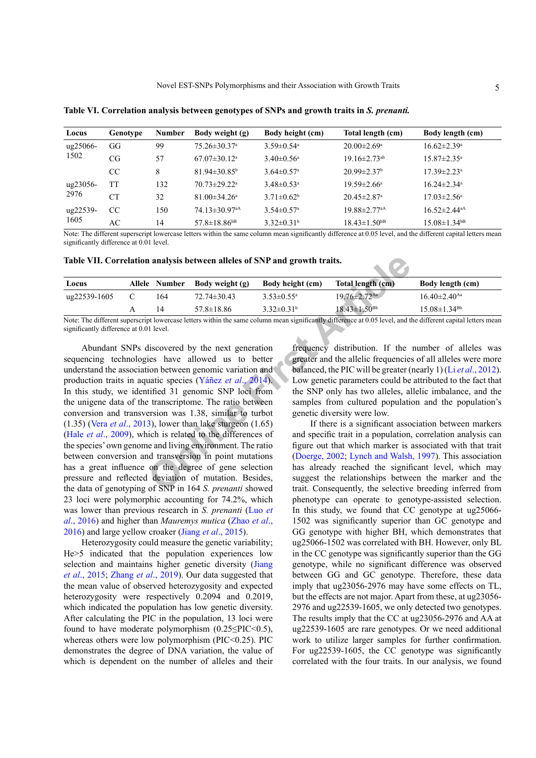**Table VI. Correlation analysis between genotypes of SNPs and growth traits in *S. prenanti.***

| Locus | Genotype | Number | Body weight (g) | Body height (cm) | Total length (cm) | Body length (cm) |
|---|---|---|---|---|---|---|
| ug25066-1502 | GG | 99 | 75.26±30.37$^{a}$ | 3.59±0.54$^{a}$ | 20.00±2.69$^{a}$ | 16.62±2.39$^{a}$ |
| | CG | 57 | 67.07±30.12$^{a}$ | 3.40±0.56$^{a}$ | 19.16±2.73$^{ab}$ | 15.87±2.35$^{a}$ |
| | CC | 8 | 81.94±30.85$^{b}$ | 3.64±0.57$^{a}$ | 20.99±2.37$^{b}$ | 17.39±2.23$^{a}$ |
| ug23056-2976 | TT | 132 | 70.73±29.22$^{a}$ | 3.48±0.53$^{a}$ | 19.59±2.66$^{a}$ | 16.24±2.34$^{a}$ |
| | CT | 32 | 81.00±34.26$^{a}$ | 3.71±0.62$^{b}$ | 20.45±2.87$^{a}$ | 17.03±2.56$^{a}$ |
| ug22539-1605 | CC | 150 | 74.13±30.97$^{aA}$ | 3.54±0.57$^{a}$ | 19.88±2.77$^{aA}$ | 16.52±2.44$^{aA}$ |
| | AC | 14 | 57.8±18.86$^{bB}$ | 3.32±0.31$^{b}$ | 18.43±1.50$^{bB}$ | 15.08±1.34$^{bB}$ |

Note: The different superscript lowercase letters within the same column mean significantly difference at 0.05 level, and the different capital letters mean significantly difference at 0.01 level.

**Table VII. Correlation analysis between alleles of SNP and growth traits.**

| Locus | Allele | Number | Body weight (g) | Body height (cm) | Total length (cm) | Body length (cm) |
|---|---|---|---|---|---|---|
| ug22539-1605 | C | 164 | 72.74±30.43 | 3.53±0.55$^{a}$ | 19.76±2.72$^{Aa}$ | 16.40±2.40$^{Aa}$ |
| | A | 14 | 57.8±18.86 | 3.32±0.31$^{b}$ | 18.43±1.50$^{Bb}$ | 15.08±1.34$^{Bb}$ |

Note: The different superscript lowercase letters within the same column mean significantly difference at 0.05 level, and the different capital letters mean significantly difference at 0.01 level.

Abundant SNPs discovered by the next generation sequencing technologies have allowed us to better understand the association between genomic variation and production traits in aquatic species (Yáñez *et al*., 2014). In this study, we identified 31 genomic SNP loci from the unigene data of the transcriptome. The ratio between conversion and transversion was 1.38, similar to turbot (1.35) (Vera *et al*., 2013), lower than lake sturgeon (1.65) (Hale *et al*., 2009), which is related to the differences of the species' own genome and living environment. The ratio between conversion and transversion in point mutations has a great influence on the degree of gene selection pressure and reflected deviation of mutation. Besides, the data of genotyping of SNP in 164 *S. prenanti* showed 23 loci were polymorphic accounting for 74.2%, which was lower than previous research in *S. prenanti* (Luo *et al*., 2016) and higher than *Mauremys mutica* (Zhao *et al*., 2016) and large yellow croaker (Jiang *et al*., 2015).

Heterozygosity could measure the genetic variability; He>5 indicated that the population experiences low selection and maintains higher genetic diversity (Jiang *et al*., 2015; Zhang *et al*., 2019). Our data suggested that the mean value of observed heterozygosity and expected heterozygosity were respectively 0.2094 and 0.2019, which indicated the population has low genetic diversity. After calculating the PIC in the population, 13 loci were found to have moderate polymorphism (0.25≤PIC<0.5), whereas others were low polymorphism (PIC<0.25). PIC demonstrates the degree of DNA variation, the value of which is dependent on the number of alleles and their frequency distribution. If the number of alleles was greater and the allelic frequencies of all alleles were more balanced, the PIC will be greater (nearly 1) (Li *et al*., 2012). Low genetic parameters could be attributed to the fact that the SNP only has two alleles, allelic imbalance, and the samples from cultured population and the population's genetic diversity were low.

If there is a significant association between markers and specific trait in a population, correlation analysis can figure out that which marker is associated with that trait (Doerge, 2002; Lynch and Walsh, 1997). This association has already reached the significant level, which may suggest the relationships between the marker and the trait. Consequently, the selective breeding inferred from phenotype can operate to genotype-assisted selection. In this study, we found that CC genotype at ug25066-1502 was significantly superior than GC genotype and GG genotype with higher BH, which demonstrates that ug25066-1502 was correlated with BH. However, only BL in the CC genotype was significantly superior than the GG genotype, while no significant difference was observed between GG and GC genotype. Therefore, these data imply that ug23056-2976 may have some effects on TL, but the effects are not major. Apart from these, at ug23056-2976 and ug22539-1605, we only detected two genotypes. The results imply that the CC at ug23056-2976 and AA at ug22539-1605 are rare genotypes. Or we need additional work to utilize larger samples for further confirmation. For ug22539-1605, the CC genotype was significantly correlated with the four traits. In our analysis, we found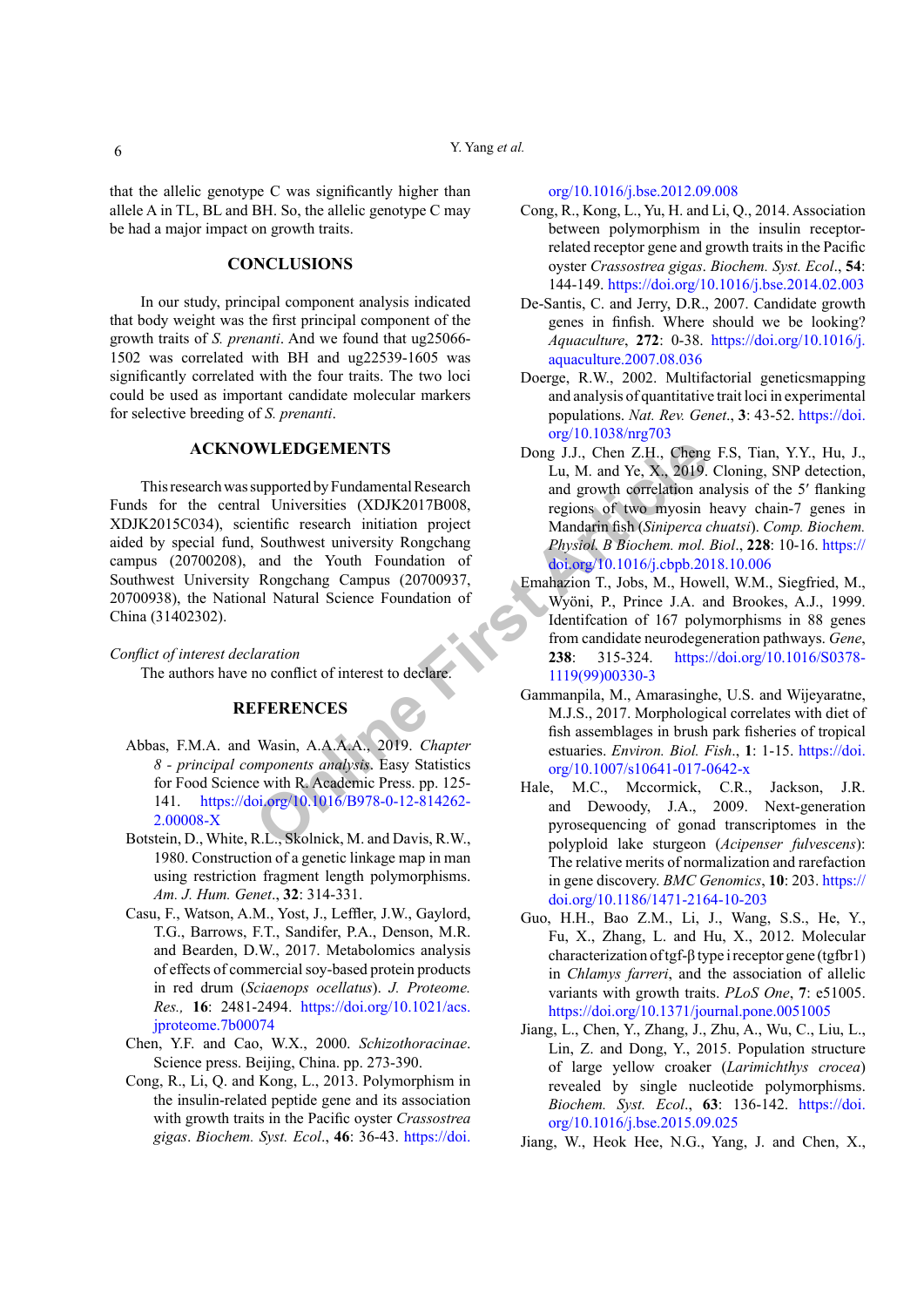that the allelic genotype C was significantly higher than allele A in TL, BL and BH. So, the allelic genotype C may be had a major impact on growth traits.

## CONCLUSIONS

In our study, principal component analysis indicated that body weight was the first principal component of the growth traits of *S. prenanti*. And we found that ug25066-1502 was correlated with BH and ug22539-1605 was significantly correlated with the four traits. The two loci could be used as important candidate molecular markers for selective breeding of *S. prenanti*.

## ACKNOWLEDGEMENTS

This research was supported by Fundamental Research Funds for the central Universities (XDJK2017B008, XDJK2015C034), scientific research initiation project aided by special fund, Southwest university Rongchang campus (20700208), and the Youth Foundation of Southwest University Rongchang Campus (20700937, 20700938), the National Natural Science Foundation of China (31402302).

*Conflict of interest declaration*

The authors have no conflict of interest to declare.

## REFERENCES

Abbas, F.M.A. and Wasin, A.A.A.A., 2019. *Chapter 8 - principal components analysis*. Easy Statistics for Food Science with R. Academic Press. pp. 125-141. https://doi.org/10.1016/B978-0-12-814262-2.00008-X

Botstein, D., White, R.L., Skolnick, M. and Davis, R.W., 1980. Construction of a genetic linkage map in man using restriction fragment length polymorphisms. *Am. J. Hum. Genet.*, **32**: 314-331.

Casu, F., Watson, A.M., Yost, J., Leffler, J.W., Gaylord, T.G., Barrows, F.T., Sandifer, P.A., Denson, M.R. and Bearden, D.W., 2017. Metabolomics analysis of effects of commercial soy-based protein products in red drum (*Sciaenops ocellatus*). *J. Proteome. Res.,* **16**: 2481-2494. https://doi.org/10.1021/acs.jproteome.7b00074

Chen, Y.F. and Cao, W.X., 2000. *Schizothoracinae*. Science press. Beijing, China. pp. 273-390.

Cong, R., Li, Q. and Kong, L., 2013. Polymorphism in the insulin-related peptide gene and its association with growth traits in the Pacific oyster *Crassostrea gigas*. *Biochem. Syst. Ecol*., **46**: 36-43. https://doi.org/10.1016/j.bse.2012.09.008

Cong, R., Kong, L., Yu, H. and Li, Q., 2014. Association between polymorphism in the insulin receptor-related receptor gene and growth traits in the Pacific oyster *Crassostrea gigas*. *Biochem. Syst. Ecol*., **54**: 144-149. https://doi.org/10.1016/j.bse.2014.02.003

De-Santis, C. and Jerry, D.R., 2007. Candidate growth genes in finfish. Where should we be looking? *Aquaculture*, **272**: 0-38. https://doi.org/10.1016/j.aquaculture.2007.08.036

Doerge, R.W., 2002. Multifactorial geneticsmapping and analysis of quantitative trait loci in experimental populations. *Nat. Rev. Genet*., **3**: 43-52. https://doi.org/10.1038/nrg703

Dong J.J., Chen Z.H., Cheng F.S, Tian, Y.Y., Hu, J., Lu, M. and Ye, X., 2019. Cloning, SNP detection, and growth correlation analysis of the 5′ flanking regions of two myosin heavy chain-7 genes in Mandarin fish (*Siniperca chuatsi*). *Comp. Biochem. Physiol. B Biochem. mol. Biol*., **228**: 10-16. https://doi.org/10.1016/j.cbpb.2018.10.006

Emahazion T., Jobs, M., Howell, W.M., Siegfried, M., Wyöni, P., Prince J.A. and Brookes, A.J., 1999. Identifcation of 167 polymorphisms in 88 genes from candidate neurodegeneration pathways. *Gene*, **238**: 315-324. https://doi.org/10.1016/S0378-1119(99)00330-3

Gammanpila, M., Amarasinghe, U.S. and Wijeyaratne, M.J.S., 2017. Morphological correlates with diet of fish assemblages in brush park fisheries of tropical estuaries. *Environ. Biol. Fish*., **1**: 1-15. https://doi.org/10.1007/s10641-017-0642-x

Hale, M.C., Mccormick, C.R., Jackson, J.R. and Dewoody, J.A., 2009. Next-generation pyrosequencing of gonad transcriptomes in the polyploid lake sturgeon (*Acipenser fulvescens*): The relative merits of normalization and rarefaction in gene discovery. *BMC Genomics*, **10**: 203. https://doi.org/10.1186/1471-2164-10-203

Guo, H.H., Bao Z.M., Li, J., Wang, S.S., He, Y., Fu, X., Zhang, L. and Hu, X., 2012. Molecular characterization of tgf-β type i receptor gene (tgfbr1) in *Chlamys farreri*, and the association of allelic variants with growth traits. *PLoS One*, **7**: e51005. https://doi.org/10.1371/journal.pone.0051005

Jiang, L., Chen, Y., Zhang, J., Zhu, A., Wu, C., Liu, L., Lin, Z. and Dong, Y., 2015. Population structure of large yellow croaker (*Larimichthys crocea*) revealed by single nucleotide polymorphisms. *Biochem. Syst. Ecol*., **63**: 136-142. https://doi.org/10.1016/j.bse.2015.09.025

Jiang, W., Heok Hee, N.G., Yang, J. and Chen, X.,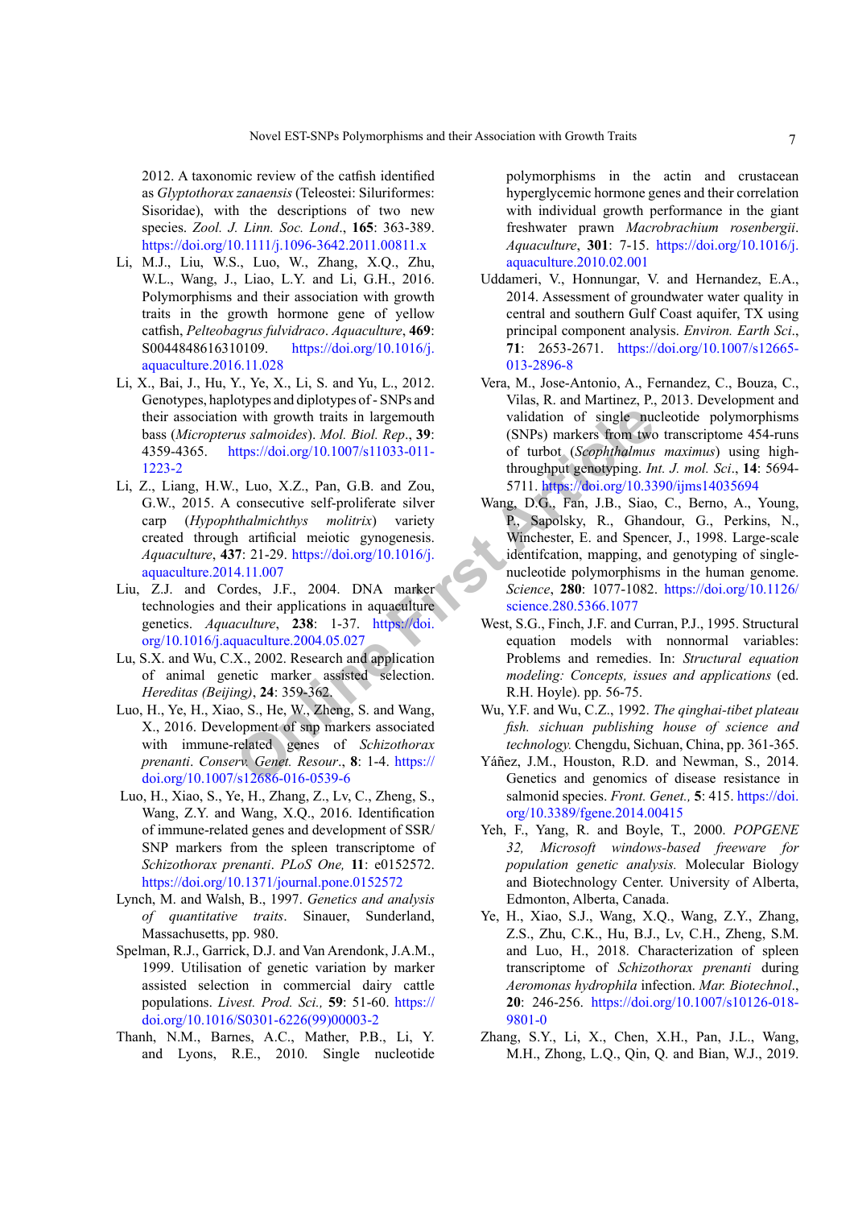2012. A taxonomic review of the catfish identified as *Glyptothorax zanaensis* (Teleostei: Siluriformes: Sisoridae), with the descriptions of two new species. *Zool. J. Linn. Soc. Lond*., **165**: 363-389. https://doi.org/10.1111/j.1096-3642.2011.00811.x

Li, M.J., Liu, W.S., Luo, W., Zhang, X.Q., Zhu, W.L., Wang, J., Liao, L.Y. and Li, G.H., 2016. Polymorphisms and their association with growth traits in the growth hormone gene of yellow catfish, *Pelteobagrus fulvidraco*. *Aquaculture*, **469**: S0044848616310109. https://doi.org/10.1016/j.aquaculture.2016.11.028

Li, X., Bai, J., Hu, Y., Ye, X., Li, S. and Yu, L., 2012. Genotypes, haplotypes and diplotypes of - SNPs and their association with growth traits in largemouth bass (*Micropterus salmoides*). *Mol. Biol. Rep*., **39**: 4359-4365. https://doi.org/10.1007/s11033-011-1223-2

Li, Z., Liang, H.W., Luo, X.Z., Pan, G.B. and Zou, G.W., 2015. A consecutive self-proliferate silver carp (*Hypophthalmichthys molitrix*) variety created through artificial meiotic gynogenesis. *Aquaculture*, **437**: 21-29. https://doi.org/10.1016/j.aquaculture.2014.11.007

Liu, Z.J. and Cordes, J.F., 2004. DNA marker technologies and their applications in aquaculture genetics. *Aquaculture*, **238**: 1-37. https://doi.org/10.1016/j.aquaculture.2004.05.027

Lu, S.X. and Wu, C.X., 2002. Research and application of animal genetic marker assisted selection. *Hereditas (Beijing)*, **24**: 359-362.

Luo, H., Ye, H., Xiao, S., He, W., Zheng, S. and Wang, X., 2016. Development of snp markers associated with immune-related genes of *Schizothorax prenanti*. *Conserv. Genet. Resour*., **8**: 1-4. https://doi.org/10.1007/s12686-016-0539-6

Luo, H., Xiao, S., Ye, H., Zhang, Z., Lv, C., Zheng, S., Wang, Z.Y. and Wang, X.Q., 2016. Identification of immune-related genes and development of SSR/SNP markers from the spleen transcriptome of *Schizothorax prenanti*. *PLoS One,* **11**: e0152572. https://doi.org/10.1371/journal.pone.0152572

Lynch, M. and Walsh, B., 1997. *Genetics and analysis of quantitative traits*. Sinauer, Sunderland, Massachusetts, pp. 980.

Spelman, R.J., Garrick, D.J. and Van Arendonk, J.A.M., 1999. Utilisation of genetic variation by marker assisted selection in commercial dairy cattle populations. *Livest. Prod. Sci.,* **59**: 51-60. https://doi.org/10.1016/S0301-6226(99)00003-2

Thanh, N.M., Barnes, A.C., Mather, P.B., Li, Y. and Lyons, R.E., 2010. Single nucleotide polymorphisms in the actin and crustacean hyperglycemic hormone genes and their correlation with individual growth performance in the giant freshwater prawn *Macrobrachium rosenbergii*. *Aquaculture*, **301**: 7-15. https://doi.org/10.1016/j.aquaculture.2010.02.001

Uddameri, V., Honnungar, V. and Hernandez, E.A., 2014. Assessment of groundwater water quality in central and southern Gulf Coast aquifer, TX using principal component analysis. *Environ. Earth Sci*., **71**: 2653-2671. https://doi.org/10.1007/s12665-013-2896-8

Vera, M., Jose-Antonio, A., Fernandez, C., Bouza, C., Vilas, R. and Martinez, P., 2013. Development and validation of single nucleotide polymorphisms (SNPs) markers from two transcriptome 454-runs of turbot (*Scophthalmus maximus*) using high-throughput genotyping. *Int. J. mol. Sci*., **14**: 5694-5711. https://doi.org/10.3390/ijms14035694

Wang, D.G., Fan, J.B., Siao, C., Berno, A., Young, P., Sapolsky, R., Ghandour, G., Perkins, N., Winchester, E. and Spencer, J., 1998. Large-scale identifcation, mapping, and genotyping of single-nucleotide polymorphisms in the human genome. *Science*, **280**: 1077-1082. https://doi.org/10.1126/science.280.5366.1077

West, S.G., Finch, J.F. and Curran, P.J., 1995. Structural equation models with nonnormal variables: Problems and remedies. In: *Structural equation modeling: Concepts, issues and applications* (ed. R.H. Hoyle). pp. 56-75.

Wu, Y.F. and Wu, C.Z., 1992. *The qinghai-tibet plateau fish. sichuan publishing house of science and technology.* Chengdu, Sichuan, China, pp. 361-365.

Yáñez, J.M., Houston, R.D. and Newman, S., 2014. Genetics and genomics of disease resistance in salmonid species. *Front. Genet.,* **5**: 415. https://doi.org/10.3389/fgene.2014.00415

Yeh, F., Yang, R. and Boyle, T., 2000. *POPGENE 32, Microsoft windows-based freeware for population genetic analysis.* Molecular Biology and Biotechnology Center. University of Alberta, Edmonton, Alberta, Canada.

Ye, H., Xiao, S.J., Wang, X.Q., Wang, Z.Y., Zhang, Z.S., Zhu, C.K., Hu, B.J., Lv, C.H., Zheng, S.M. and Luo, H., 2018. Characterization of spleen transcriptome of *Schizothorax prenanti* during *Aeromonas hydrophila* infection. *Mar. Biotechnol*., **20**: 246-256. https://doi.org/10.1007/s10126-018-9801-0

Zhang, S.Y., Li, X., Chen, X.H., Pan, J.L., Wang, M.H., Zhong, L.Q., Qin, Q. and Bian, W.J., 2019.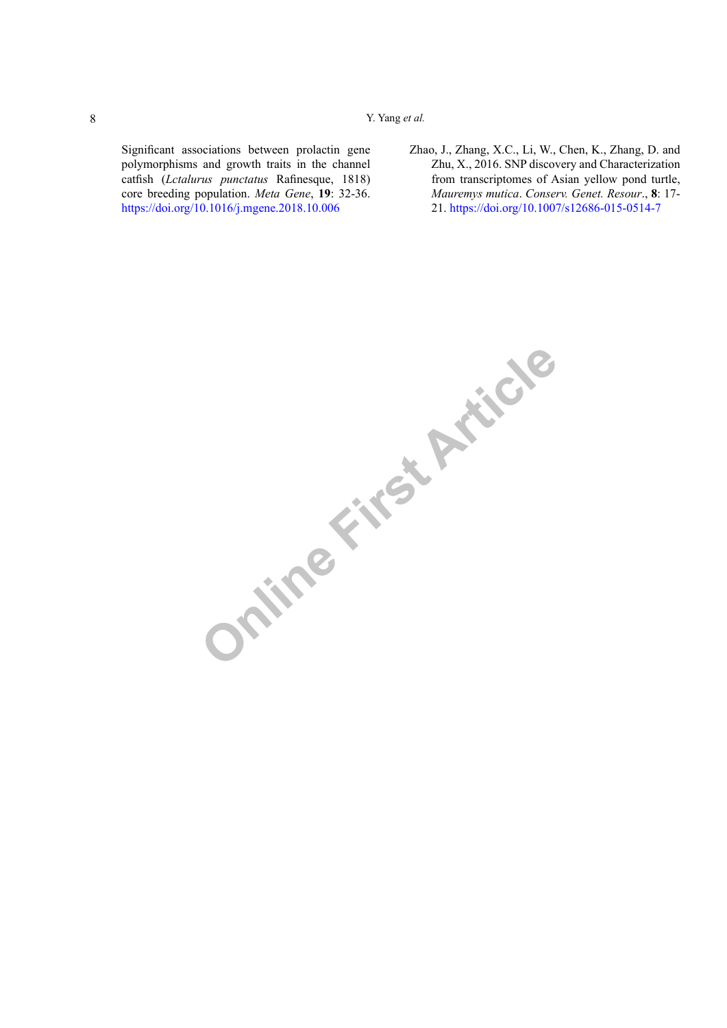Significant associations between prolactin gene polymorphisms and growth traits in the channel catfish (*Lctalurus punctatus* Rafinesque, 1818) core breeding population. *Meta Gene*, **19**: 32-36. https://doi.org/10.1016/j.mgene.2018.10.006

Zhao, J., Zhang, X.C., Li, W., Chen, K., Zhang, D. and Zhu, X., 2016. SNP discovery and Characterization from transcriptomes of Asian yellow pond turtle, *Mauremys mutica*. *Conserv. Genet. Resour.*, **8**: 17-21. https://doi.org/10.1007/s12686-015-0514-7